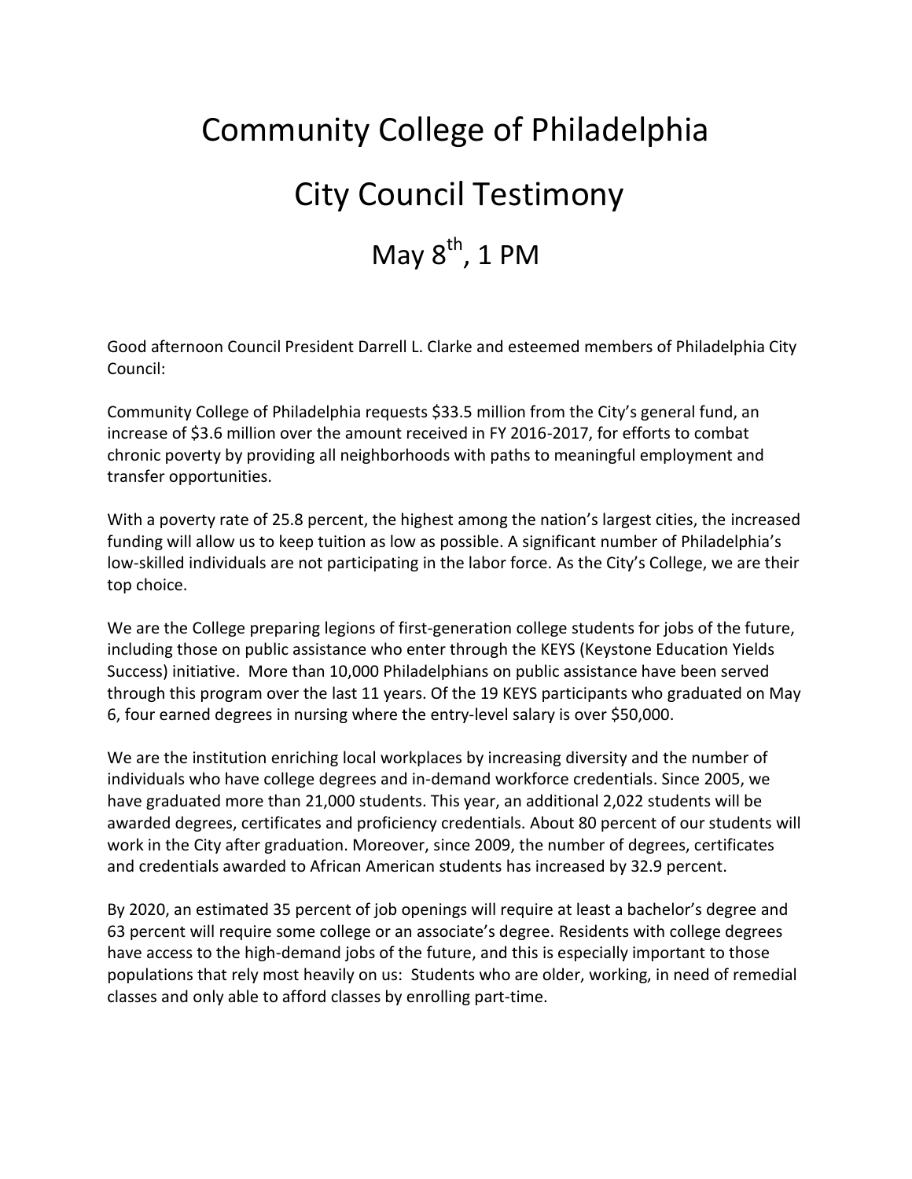# Community College of Philadelphia

# City Council Testimony

# May 8th, 1 PM

Good afternoon Council President Darrell L. Clarke and esteemed members of Philadelphia City Council:

Community College of Philadelphia requests $33.5 million from the City's general fund, an increase of $3.6 million over the amount received in FY 2016-2017, for efforts to combat chronic poverty by providing all neighborhoods with paths to meaningful employment and transfer opportunities.

With a poverty rate of 25.8 percent, the highest among the nation's largest cities, the increased funding will allow us to keep tuition as low as possible. A significant number of Philadelphia's low-skilled individuals are not participating in the labor force. As the City's College, we are their top choice.

We are the College preparing legions of first-generation college students for jobs of the future, including those on public assistance who enter through the KEYS (Keystone Education Yields Success) initiative. More than 10,000 Philadelphians on public assistance have been served through this program over the last 11 years. Of the 19 KEYS participants who graduated on May 6, four earned degrees in nursing where the entry-level salary is over $50,000.

We are the institution enriching local workplaces by increasing diversity and the number of individuals who have college degrees and in-demand workforce credentials. Since 2005, we have graduated more than 21,000 students. This year, an additional 2,022 students will be awarded degrees, certificates and proficiency credentials. About 80 percent of our students will work in the City after graduation. Moreover, since 2009, the number of degrees, certificates and credentials awarded to African American students has increased by 32.9 percent.

By 2020, an estimated 35 percent of job openings will require at least a bachelor's degree and 63 percent will require some college or an associate's degree. Residents with college degrees have access to the high-demand jobs of the future, and this is especially important to those populations that rely most heavily on us: Students who are older, working, in need of remedial classes and only able to afford classes by enrolling part-time.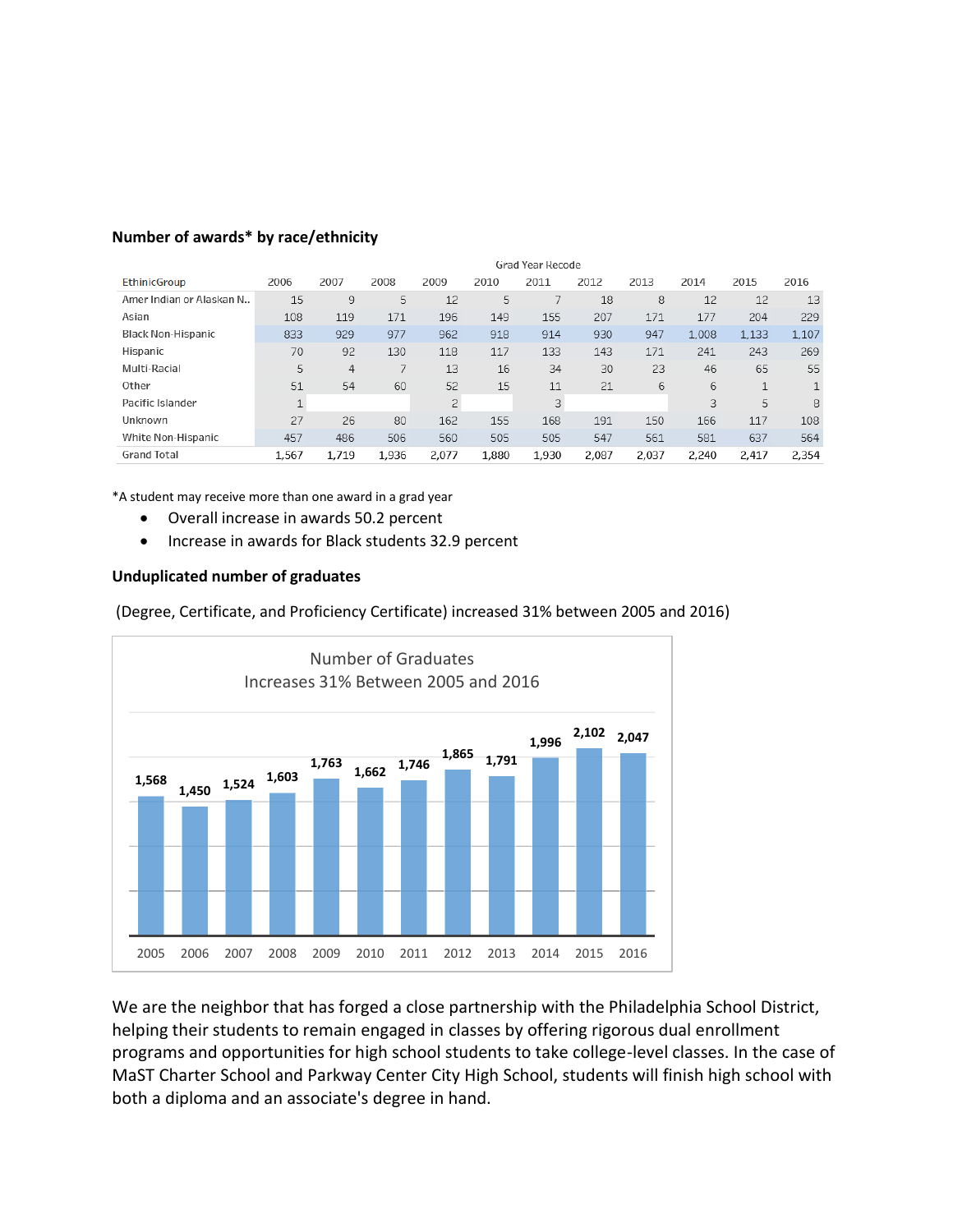**Number of awards\* by race/ethnicity**

| EthinicGroup | Grad Year Recode | | | | | | | | | | |
|---|---|---|---|---|---|---|---|---|---|---|---|
| | 2006 | 2007 | 2008 | 2009 | 2010 | 2011 | 2012 | 2013 | 2014 | 2015 | 2016 |
| Amer Indian or Alaskan N.. | 15 | 9 | 5 | 12 | 5 | 7 | 18 | 8 | 12 | 12 | 13 |
| Asian | 108 | 119 | 171 | 196 | 149 | 155 | 207 | 171 | 177 | 204 | 229 |
| Black Non-Hispanic | 833 | 929 | 977 | 962 | 918 | 914 | 930 | 947 | 1,008 | 1,133 | 1,107 |
| Hispanic | 70 | 92 | 130 | 118 | 117 | 133 | 143 | 171 | 241 | 243 | 269 |
| Multi-Racial | 5 | 4 | 7 | 13 | 16 | 34 | 30 | 23 | 46 | 65 | 55 |
| Other | 51 | 54 | 60 | 52 | 15 | 11 | 21 | 6 | 6 | 1 | 1 |
| Pacific Islander | 1 | | | 2 | | 3 | | | 3 | 5 | 8 |
| Unknown | 27 | 26 | 80 | 162 | 155 | 168 | 191 | 150 | 166 | 117 | 108 |
| White Non-Hispanic | 457 | 486 | 506 | 560 | 505 | 505 | 547 | 561 | 581 | 637 | 564 |
| Grand Total | 1,567 | 1,719 | 1,936 | 2,077 | 1,880 | 1,930 | 2,087 | 2,037 | 2,240 | 2,417 | 2,354 |

\*A student may receive more than one award in a grad year

- Overall increase in awards 50.2 percent
- Increase in awards for Black students 32.9 percent

**Unduplicated number of graduates**

(Degree, Certificate, and Proficiency Certificate) increased 31% between 2005 and 2016)

Number of Graduates
Increases 31% Between 2005 and 2016

| 2005 | 2006 | 2007 | 2008 | 2009 | 2010 | 2011 | 2012 | 2013 | 2014 | 2015 | 2016 |
|---|---|---|---|---|---|---|---|---|---|---|---|
| 1,568 | 1,450 | 1,524 | 1,603 | 1,763 | 1,662 | 1,746 | 1,865 | 1,791 | 1,996 | 2,102 | 2,047 |

We are the neighbor that has forged a close partnership with the Philadelphia School District, helping their students to remain engaged in classes by offering rigorous dual enrollment programs and opportunities for high school students to take college-level classes. In the case of MaST Charter School and Parkway Center City High School, students will finish high school with both a diploma and an associate's degree in hand.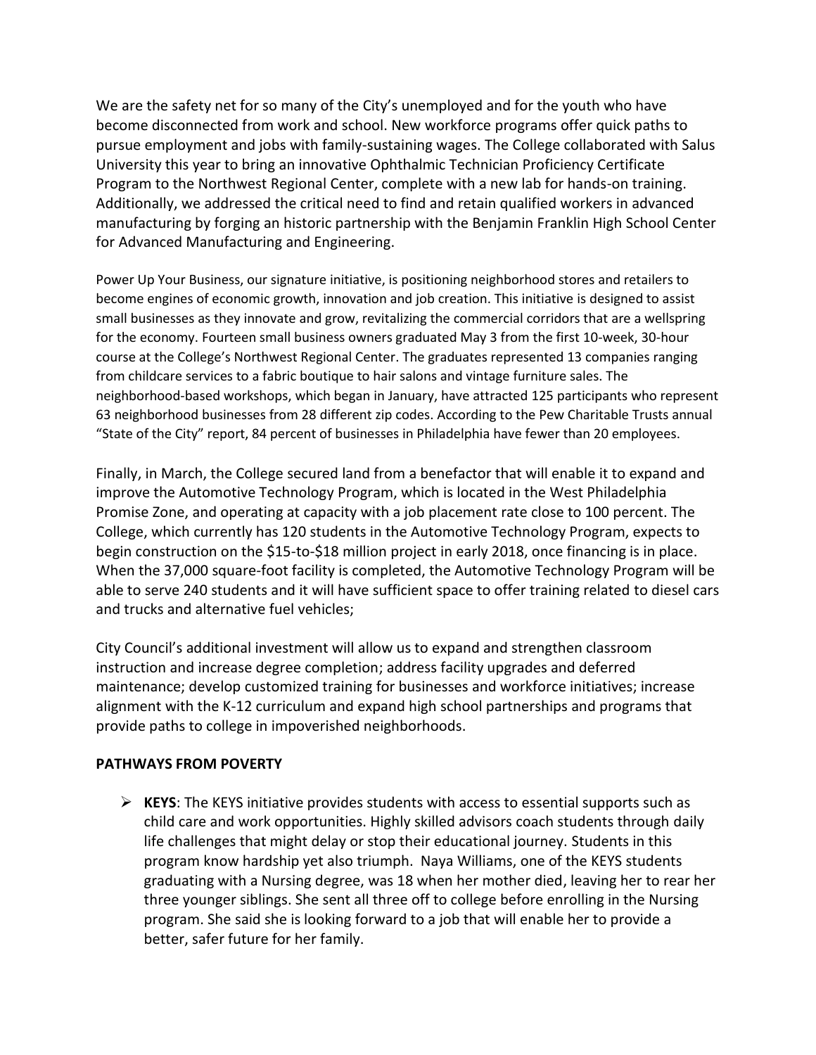We are the safety net for so many of the City's unemployed and for the youth who have become disconnected from work and school. New workforce programs offer quick paths to pursue employment and jobs with family-sustaining wages. The College collaborated with Salus University this year to bring an innovative Ophthalmic Technician Proficiency Certificate Program to the Northwest Regional Center, complete with a new lab for hands-on training. Additionally, we addressed the critical need to find and retain qualified workers in advanced manufacturing by forging an historic partnership with the Benjamin Franklin High School Center for Advanced Manufacturing and Engineering.

Power Up Your Business, our signature initiative, is positioning neighborhood stores and retailers to become engines of economic growth, innovation and job creation. This initiative is designed to assist small businesses as they innovate and grow, revitalizing the commercial corridors that are a wellspring for the economy. Fourteen small business owners graduated May 3 from the first 10-week, 30-hour course at the College's Northwest Regional Center. The graduates represented 13 companies ranging from childcare services to a fabric boutique to hair salons and vintage furniture sales. The neighborhood-based workshops, which began in January, have attracted 125 participants who represent 63 neighborhood businesses from 28 different zip codes. According to the Pew Charitable Trusts annual "State of the City" report, 84 percent of businesses in Philadelphia have fewer than 20 employees.

Finally, in March, the College secured land from a benefactor that will enable it to expand and improve the Automotive Technology Program, which is located in the West Philadelphia Promise Zone, and operating at capacity with a job placement rate close to 100 percent. The College, which currently has 120 students in the Automotive Technology Program, expects to begin construction on the $15-to-$18 million project in early 2018, once financing is in place. When the 37,000 square-foot facility is completed, the Automotive Technology Program will be able to serve 240 students and it will have sufficient space to offer training related to diesel cars and trucks and alternative fuel vehicles;

City Council's additional investment will allow us to expand and strengthen classroom instruction and increase degree completion; address facility upgrades and deferred maintenance; develop customized training for businesses and workforce initiatives; increase alignment with the K-12 curriculum and expand high school partnerships and programs that provide paths to college in impoverished neighborhoods.

**PATHWAYS FROM POVERTY**

- **KEYS**: The KEYS initiative provides students with access to essential supports such as child care and work opportunities. Highly skilled advisors coach students through daily life challenges that might delay or stop their educational journey. Students in this program know hardship yet also triumph. Naya Williams, one of the KEYS students graduating with a Nursing degree, was 18 when her mother died, leaving her to rear her three younger siblings. She sent all three off to college before enrolling in the Nursing program. She said she is looking forward to a job that will enable her to provide a better, safer future for her family.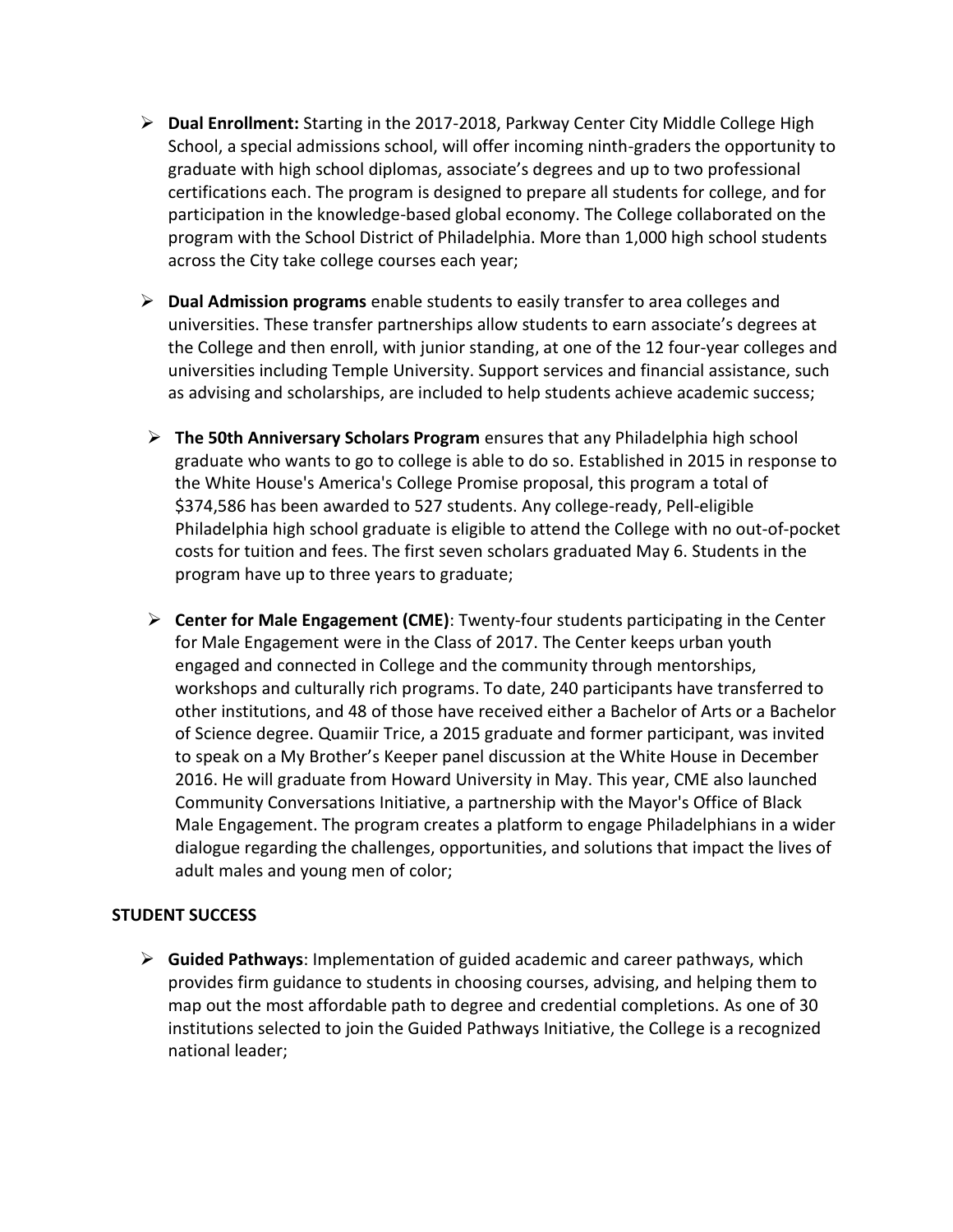- **Dual Enrollment:** Starting in the 2017-2018, Parkway Center City Middle College High School, a special admissions school, will offer incoming ninth-graders the opportunity to graduate with high school diplomas, associate's degrees and up to two professional certifications each. The program is designed to prepare all students for college, and for participation in the knowledge-based global economy. The College collaborated on the program with the School District of Philadelphia. More than 1,000 high school students across the City take college courses each year;

- **Dual Admission programs** enable students to easily transfer to area colleges and universities. These transfer partnerships allow students to earn associate's degrees at the College and then enroll, with junior standing, at one of the 12 four-year colleges and universities including Temple University. Support services and financial assistance, such as advising and scholarships, are included to help students achieve academic success;

- **The 50th Anniversary Scholars Program** ensures that any Philadelphia high school graduate who wants to go to college is able to do so. Established in 2015 in response to the White House's America's College Promise proposal, this program a total of $374,586 has been awarded to 527 students. Any college-ready, Pell-eligible Philadelphia high school graduate is eligible to attend the College with no out-of-pocket costs for tuition and fees. The first seven scholars graduated May 6. Students in the program have up to three years to graduate;

- **Center for Male Engagement (CME)**: Twenty-four students participating in the Center for Male Engagement were in the Class of 2017. The Center keeps urban youth engaged and connected in College and the community through mentorships, workshops and culturally rich programs. To date, 240 participants have transferred to other institutions, and 48 of those have received either a Bachelor of Arts or a Bachelor of Science degree. Quamiir Trice, a 2015 graduate and former participant, was invited to speak on a My Brother's Keeper panel discussion at the White House in December 2016. He will graduate from Howard University in May. This year, CME also launched Community Conversations Initiative, a partnership with the Mayor's Office of Black Male Engagement. The program creates a platform to engage Philadelphians in a wider dialogue regarding the challenges, opportunities, and solutions that impact the lives of adult males and young men of color;

## STUDENT SUCCESS

- **Guided Pathways**: Implementation of guided academic and career pathways, which provides firm guidance to students in choosing courses, advising, and helping them to map out the most affordable path to degree and credential completions. As one of 30 institutions selected to join the Guided Pathways Initiative, the College is a recognized national leader;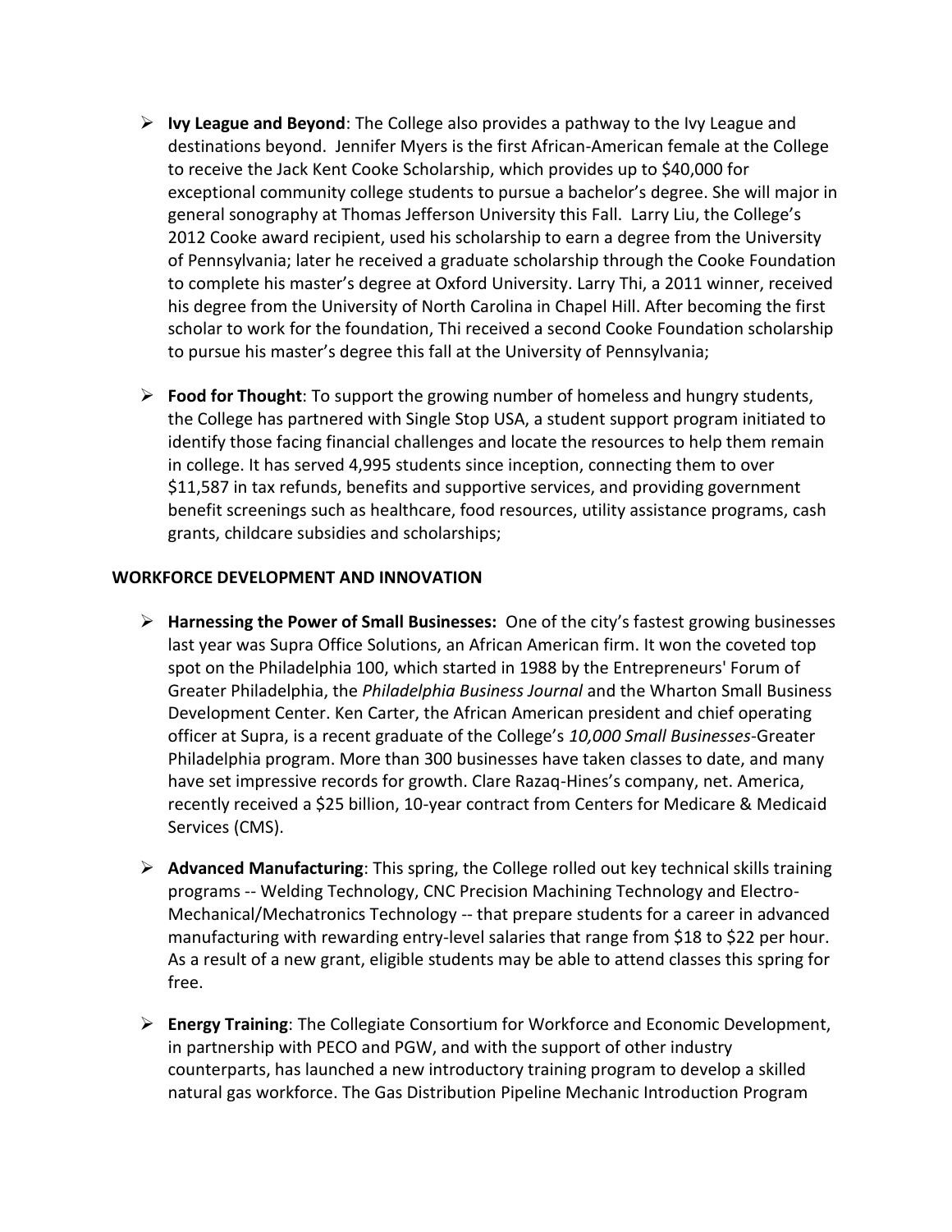- **Ivy League and Beyond**: The College also provides a pathway to the Ivy League and destinations beyond. Jennifer Myers is the first African-American female at the College to receive the Jack Kent Cooke Scholarship, which provides up to $40,000 for exceptional community college students to pursue a bachelor's degree. She will major in general sonography at Thomas Jefferson University this Fall. Larry Liu, the College's 2012 Cooke award recipient, used his scholarship to earn a degree from the University of Pennsylvania; later he received a graduate scholarship through the Cooke Foundation to complete his master's degree at Oxford University. Larry Thi, a 2011 winner, received his degree from the University of North Carolina in Chapel Hill. After becoming the first scholar to work for the foundation, Thi received a second Cooke Foundation scholarship to pursue his master's degree this fall at the University of Pennsylvania;

- **Food for Thought**: To support the growing number of homeless and hungry students, the College has partnered with Single Stop USA, a student support program initiated to identify those facing financial challenges and locate the resources to help them remain in college. It has served 4,995 students since inception, connecting them to over $11,587 in tax refunds, benefits and supportive services, and providing government benefit screenings such as healthcare, food resources, utility assistance programs, cash grants, childcare subsidies and scholarships;

**WORKFORCE DEVELOPMENT AND INNOVATION**

- **Harnessing the Power of Small Businesses:** One of the city's fastest growing businesses last year was Supra Office Solutions, an African American firm. It won the coveted top spot on the Philadelphia 100, which started in 1988 by the Entrepreneurs' Forum of Greater Philadelphia, the *Philadelphia Business Journal* and the Wharton Small Business Development Center. Ken Carter, the African American president and chief operating officer at Supra, is a recent graduate of the College's *10,000 Small Businesses*-Greater Philadelphia program. More than 300 businesses have taken classes to date, and many have set impressive records for growth. Clare Razaq-Hines's company, net. America, recently received a $25 billion, 10-year contract from Centers for Medicare & Medicaid Services (CMS).

- **Advanced Manufacturing**: This spring, the College rolled out key technical skills training programs -- Welding Technology, CNC Precision Machining Technology and Electro-Mechanical/Mechatronics Technology -- that prepare students for a career in advanced manufacturing with rewarding entry-level salaries that range from $18 to $22 per hour. As a result of a new grant, eligible students may be able to attend classes this spring for free.

- **Energy Training**: The Collegiate Consortium for Workforce and Economic Development, in partnership with PECO and PGW, and with the support of other industry counterparts, has launched a new introductory training program to develop a skilled natural gas workforce. The Gas Distribution Pipeline Mechanic Introduction Program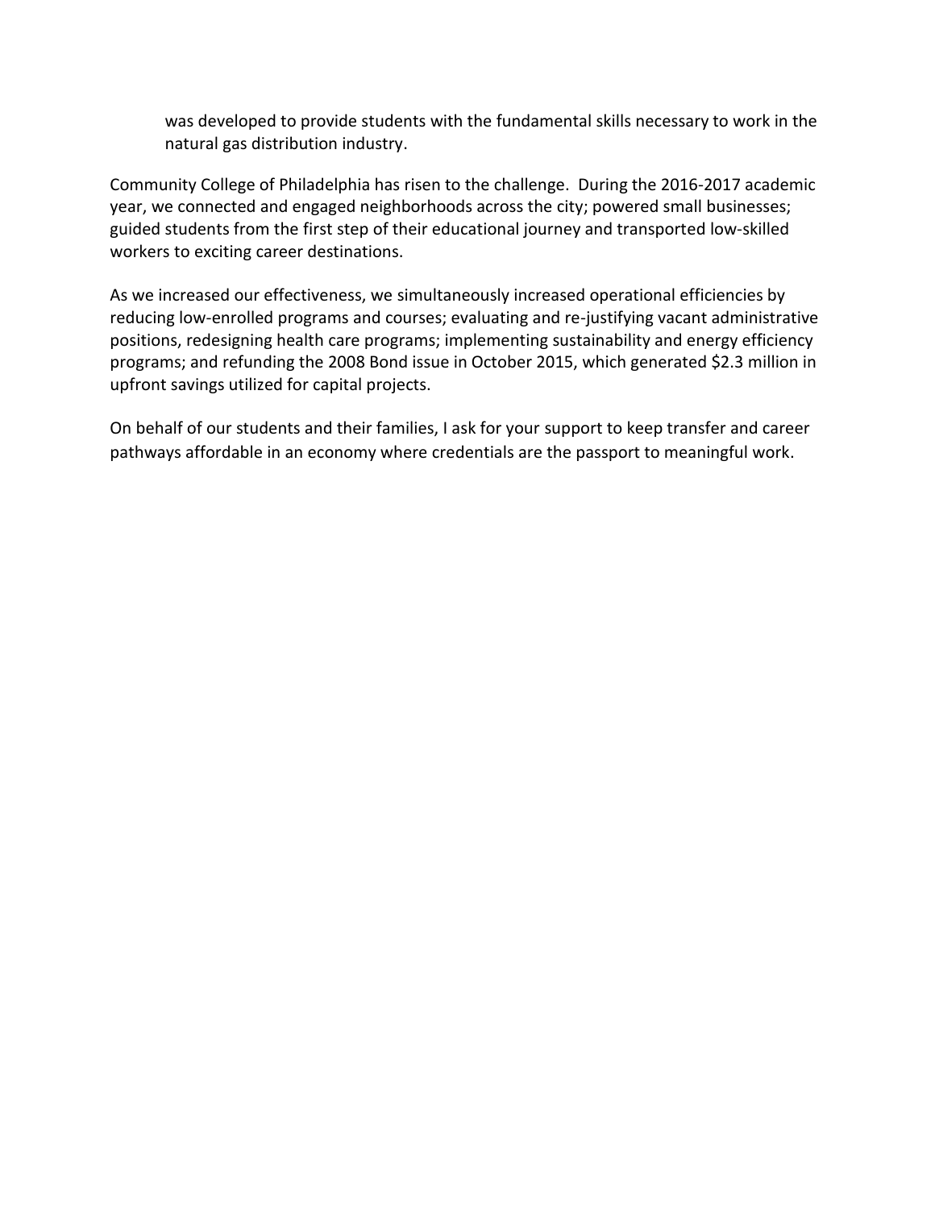was developed to provide students with the fundamental skills necessary to work in the natural gas distribution industry.

Community College of Philadelphia has risen to the challenge. During the 2016-2017 academic year, we connected and engaged neighborhoods across the city; powered small businesses; guided students from the first step of their educational journey and transported low-skilled workers to exciting career destinations.

As we increased our effectiveness, we simultaneously increased operational efficiencies by reducing low-enrolled programs and courses; evaluating and re-justifying vacant administrative positions, redesigning health care programs; implementing sustainability and energy efficiency programs; and refunding the 2008 Bond issue in October 2015, which generated $2.3 million in upfront savings utilized for capital projects.

On behalf of our students and their families, I ask for your support to keep transfer and career pathways affordable in an economy where credentials are the passport to meaningful work.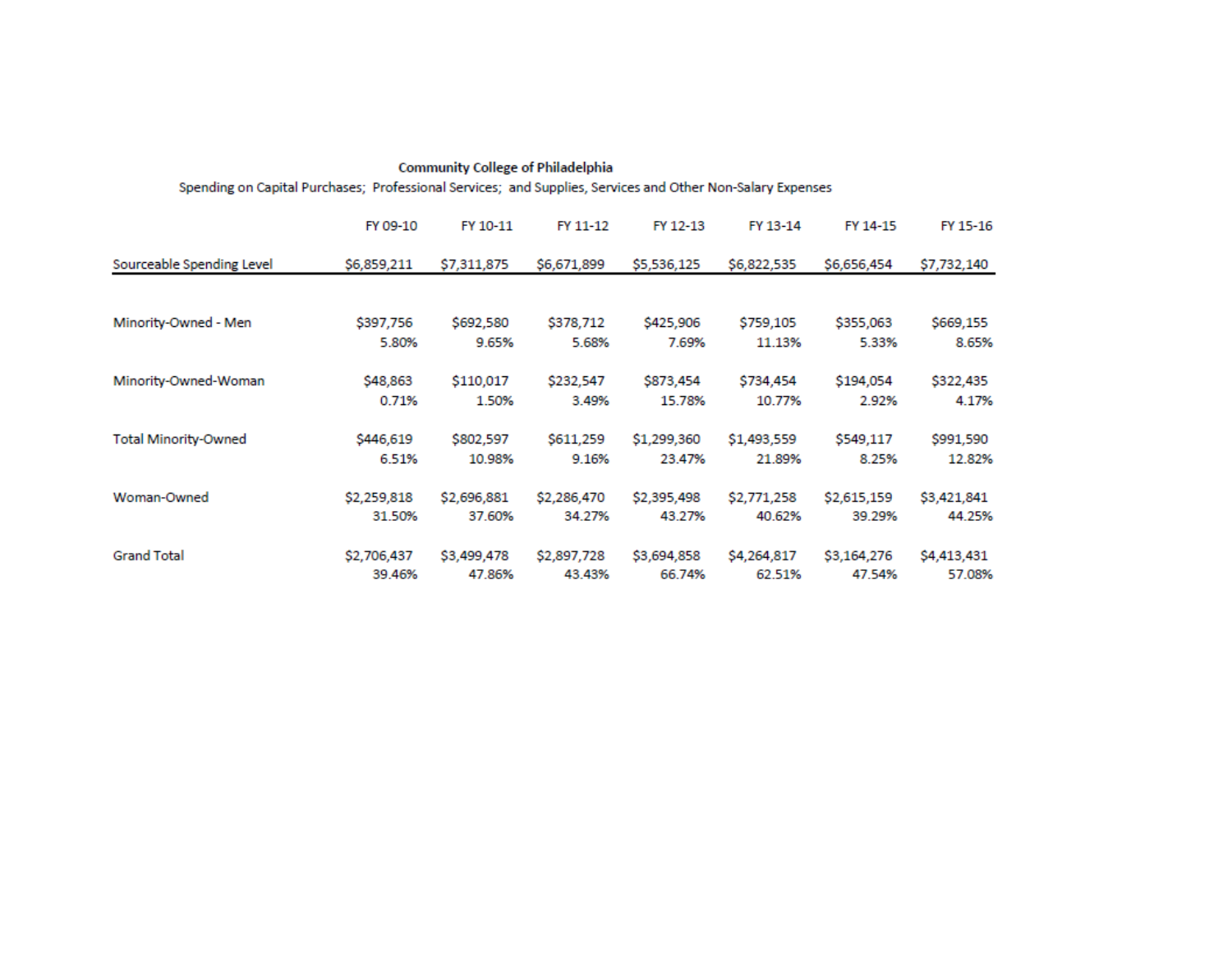**Community College of Philadelphia**

Spending on Capital Purchases; Professional Services; and Supplies, Services and Other Non-Salary Expenses

| | FY 09-10 | FY 10-11 | FY 11-12 | FY 12-13 | FY 13-14 | FY 14-15 | FY 15-16 |
|---|---|---|---|---|---|---|---|
| Sourceable Spending Level | $6,859,211 | $7,311,875 | $6,671,899 | $5,536,125 | $6,822,535 | $6,656,454 | $7,732,140 |
| Minority-Owned - Men | $397,756 | $692,580 | $378,712 | $425,906 | $759,105 | $355,063 | $669,155 |
| | 5.80% | 9.65% | 5.68% | 7.69% | 11.13% | 5.33% | 8.65% |
| Minority-Owned-Woman | $48,863 | $110,017 | $232,547 | $873,454 | $734,454 | $194,054 | $322,435 |
| | 0.71% | 1.50% | 3.49% | 15.78% | 10.77% | 2.92% | 4.17% |
| Total Minority-Owned | $446,619 | $802,597 | $611,259 | $1,299,360 | $1,493,559 | $549,117 | $991,590 |
| | 6.51% | 10.98% | 9.16% | 23.47% | 21.89% | 8.25% | 12.82% |
| Woman-Owned | $2,259,818 | $2,696,881 | $2,286,470 | $2,395,498 | $2,771,258 | $2,615,159 | $3,421,841 |
| | 31.50% | 37.60% | 34.27% | 43.27% | 40.62% | 39.29% | 44.25% |
| Grand Total | $2,706,437 | $3,499,478 | $2,897,728 | $3,694,858 | $4,264,817 | $3,164,276 | $4,413,431 |
| | 39.46% | 47.86% | 43.43% | 66.74% | 62.51% | 47.54% | 57.08% |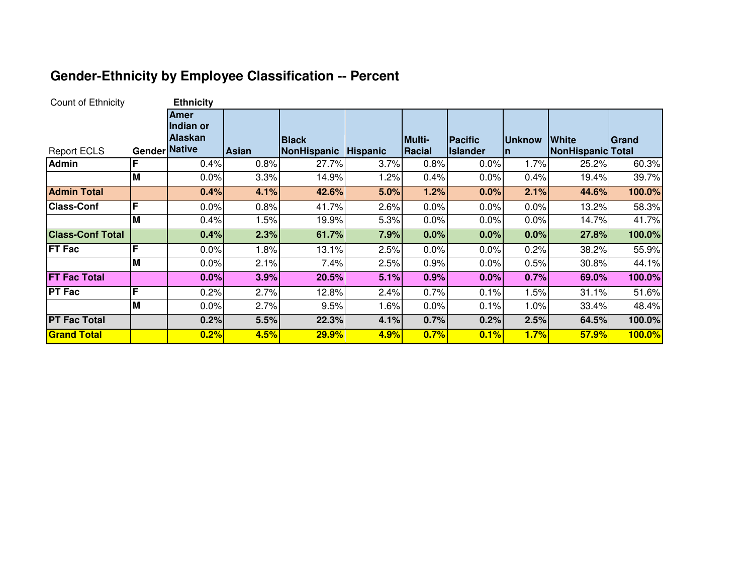## Gender-Ethnicity by Employee Classification -- Percent

| Count of Ethnicity | | Ethnicity | | | | | | | | |
|---|---|---|---|---|---|---|---|---|---|---|
| Report ECLS | Gender | Amer Indian or Alaskan Native | Asian | Black NonHispanic | Hispanic | Multi-Racial | Pacific Islander | Unknown | White NonHispanic | Grand Total |
| **Admin** | **F** | 0.4% | 0.8% | 27.7% | 3.7% | 0.8% | 0.0% | 1.7% | 25.2% | 60.3% |
| | **M** | 0.0% | 3.3% | 14.9% | 1.2% | 0.4% | 0.0% | 0.4% | 19.4% | 39.7% |
| **Admin Total** | | **0.4%** | **4.1%** | **42.6%** | **5.0%** | **1.2%** | **0.0%** | **2.1%** | **44.6%** | **100.0%** |
| **Class-Conf** | **F** | 0.0% | 0.8% | 41.7% | 2.6% | 0.0% | 0.0% | 0.0% | 13.2% | 58.3% |
| | **M** | 0.4% | 1.5% | 19.9% | 5.3% | 0.0% | 0.0% | 0.0% | 14.7% | 41.7% |
| **Class-Conf Total** | | **0.4%** | **2.3%** | **61.7%** | **7.9%** | **0.0%** | **0.0%** | **0.0%** | **27.8%** | **100.0%** |
| **FT Fac** | **F** | 0.0% | 1.8% | 13.1% | 2.5% | 0.0% | 0.0% | 0.2% | 38.2% | 55.9% |
| | **M** | 0.0% | 2.1% | 7.4% | 2.5% | 0.9% | 0.0% | 0.5% | 30.8% | 44.1% |
| **FT Fac Total** | | **0.0%** | **3.9%** | **20.5%** | **5.1%** | **0.9%** | **0.0%** | **0.7%** | **69.0%** | **100.0%** |
| **PT Fac** | **F** | 0.2% | 2.7% | 12.8% | 2.4% | 0.7% | 0.1% | 1.5% | 31.1% | 51.6% |
| | **M** | 0.0% | 2.7% | 9.5% | 1.6% | 0.0% | 0.1% | 1.0% | 33.4% | 48.4% |
| **PT Fac Total** | | **0.2%** | **5.5%** | **22.3%** | **4.1%** | **0.7%** | **0.2%** | **2.5%** | **64.5%** | **100.0%** |
| **Grand Total** | | **0.2%** | **4.5%** | **29.9%** | **4.9%** | **0.7%** | **0.1%** | **1.7%** | **57.9%** | **100.0%** |